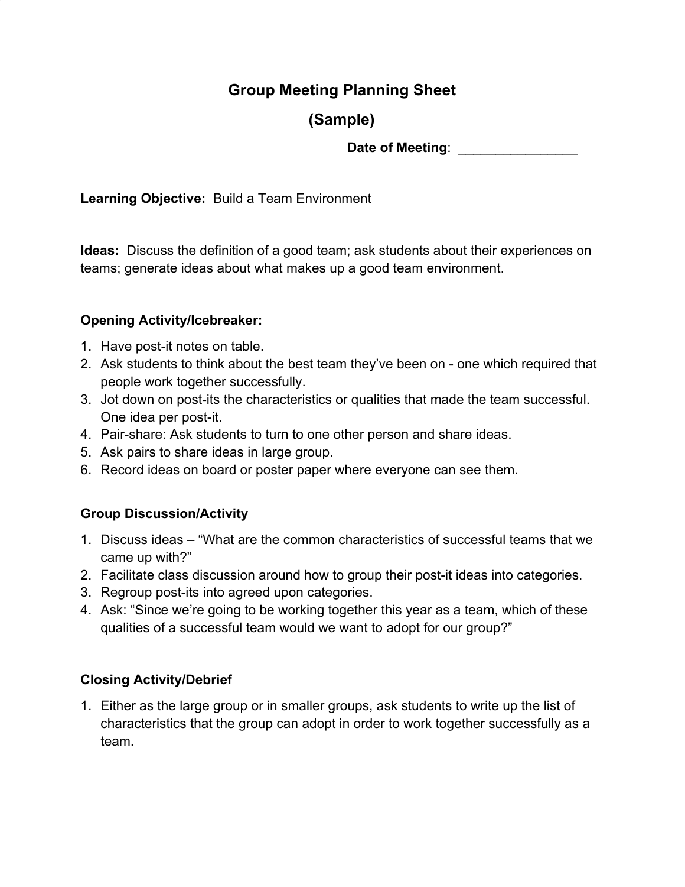# Group Meeting Planning Sheet

## (Sample)

**Date of Meeting**: ________________

**Learning Objective:** Build a Team Environment

**Ideas:** Discuss the definition of a good team; ask students about their experiences on teams; generate ideas about what makes up a good team environment.

**Opening Activity/Icebreaker:**

1. Have post-it notes on table.
2. Ask students to think about the best team they've been on - one which required that people work together successfully.
3. Jot down on post-its the characteristics or qualities that made the team successful. One idea per post-it.
4. Pair-share: Ask students to turn to one other person and share ideas.
5. Ask pairs to share ideas in large group.
6. Record ideas on board or poster paper where everyone can see them.

**Group Discussion/Activity**

1. Discuss ideas – "What are the common characteristics of successful teams that we came up with?"
2. Facilitate class discussion around how to group their post-it ideas into categories.
3. Regroup post-its into agreed upon categories.
4. Ask: "Since we're going to be working together this year as a team, which of these qualities of a successful team would we want to adopt for our group?"

**Closing Activity/Debrief**

1. Either as the large group or in smaller groups, ask students to write up the list of characteristics that the group can adopt in order to work together successfully as a team.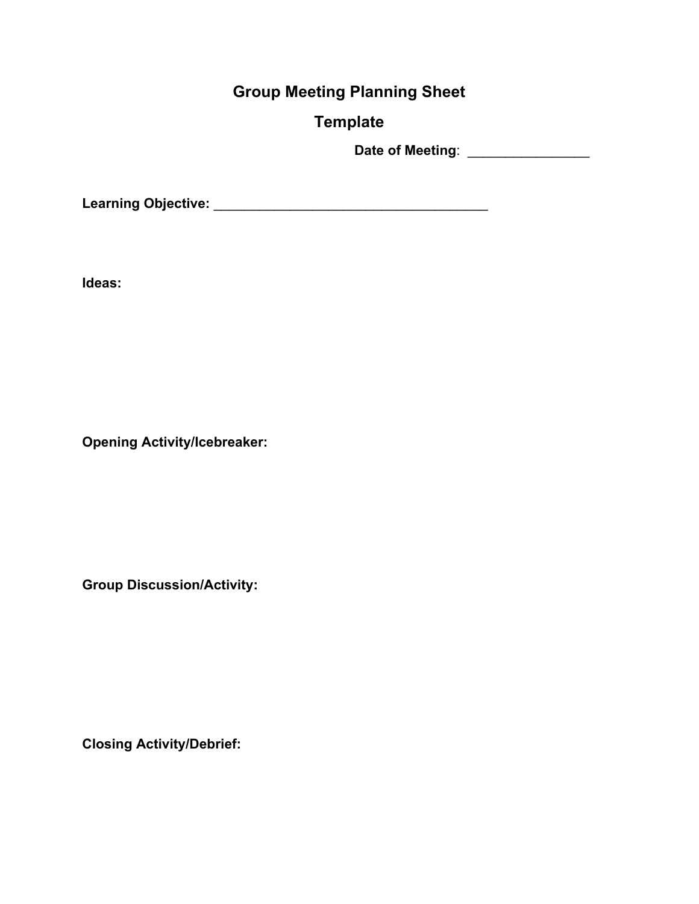# Group Meeting Planning Sheet

## Template

**Date of Meeting**: ________________

**Learning Objective:** ____________________________________

**Ideas:**

**Opening Activity/Icebreaker:**

**Group Discussion/Activity:**

**Closing Activity/Debrief:**